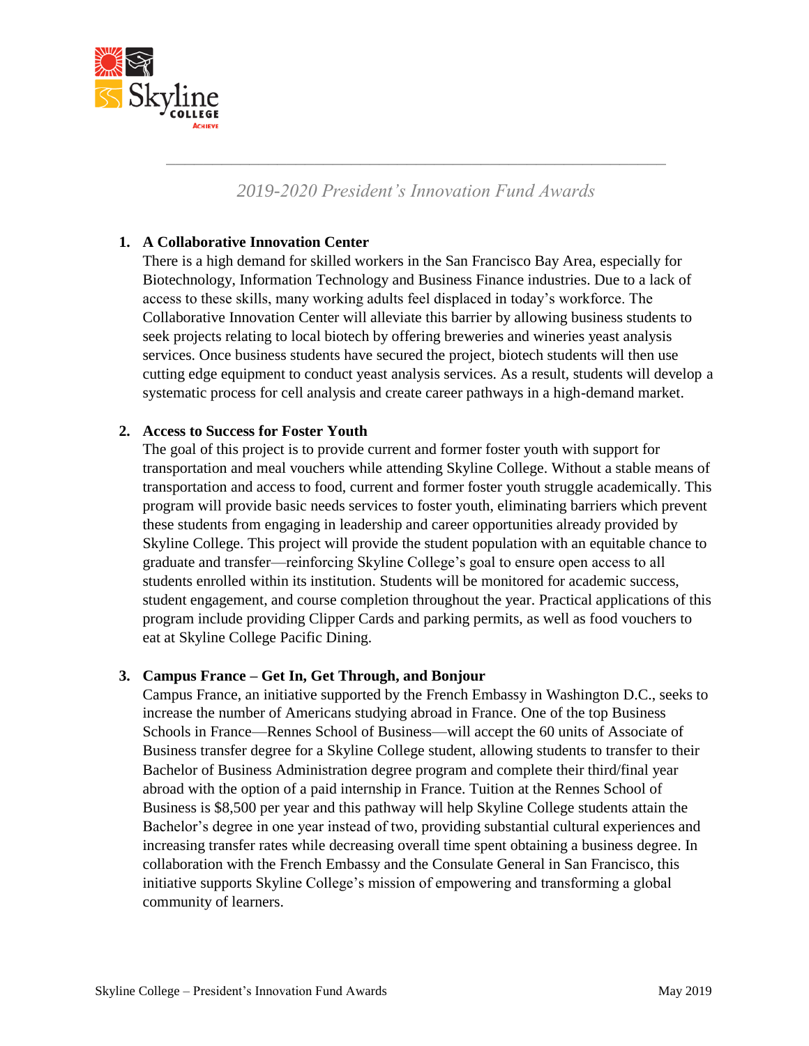# 2019-2020 President's Innovation Fund Awards

1. **A Collaborative Innovation Center**
   There is a high demand for skilled workers in the San Francisco Bay Area, especially for Biotechnology, Information Technology and Business Finance industries. Due to a lack of access to these skills, many working adults feel displaced in today's workforce. The Collaborative Innovation Center will alleviate this barrier by allowing business students to seek projects relating to local biotech by offering breweries and wineries yeast analysis services. Once business students have secured the project, biotech students will then use cutting edge equipment to conduct yeast analysis services. As a result, students will develop a systematic process for cell analysis and create career pathways in a high-demand market.

2. **Access to Success for Foster Youth**
   The goal of this project is to provide current and former foster youth with support for transportation and meal vouchers while attending Skyline College. Without a stable means of transportation and access to food, current and former foster youth struggle academically. This program will provide basic needs services to foster youth, eliminating barriers which prevent these students from engaging in leadership and career opportunities already provided by Skyline College. This project will provide the student population with an equitable chance to graduate and transfer—reinforcing Skyline College's goal to ensure open access to all students enrolled within its institution. Students will be monitored for academic success, student engagement, and course completion throughout the year. Practical applications of this program include providing Clipper Cards and parking permits, as well as food vouchers to eat at Skyline College Pacific Dining.

3. **Campus France – Get In, Get Through, and Bonjour**
   Campus France, an initiative supported by the French Embassy in Washington D.C., seeks to increase the number of Americans studying abroad in France. One of the top Business Schools in France—Rennes School of Business—will accept the 60 units of Associate of Business transfer degree for a Skyline College student, allowing students to transfer to their Bachelor of Business Administration degree program and complete their third/final year abroad with the option of a paid internship in France. Tuition at the Rennes School of Business is $8,500 per year and this pathway will help Skyline College students attain the Bachelor's degree in one year instead of two, providing substantial cultural experiences and increasing transfer rates while decreasing overall time spent obtaining a business degree. In collaboration with the French Embassy and the Consulate General in San Francisco, this initiative supports Skyline College's mission of empowering and transforming a global community of learners.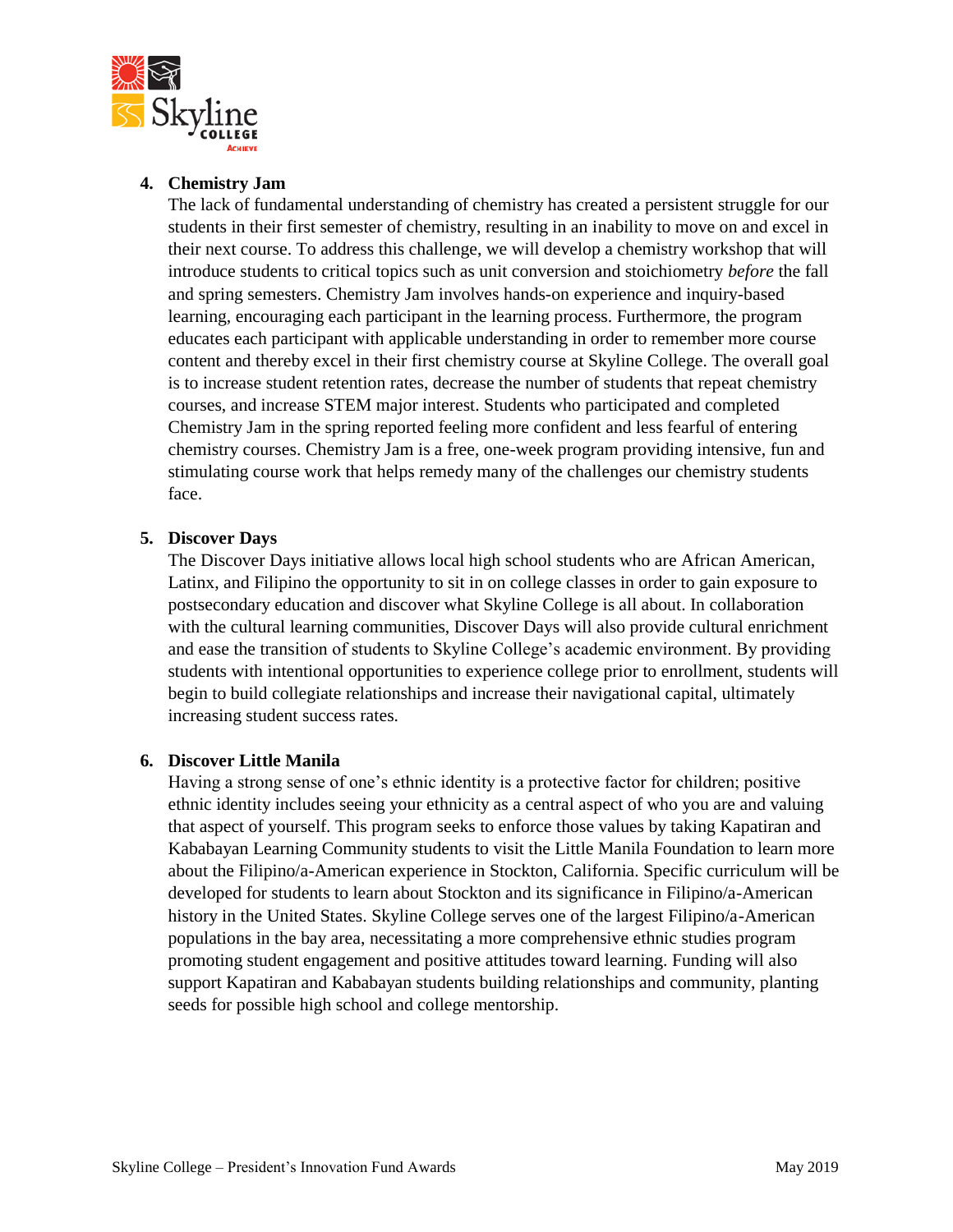4. **Chemistry Jam**
   The lack of fundamental understanding of chemistry has created a persistent struggle for our students in their first semester of chemistry, resulting in an inability to move on and excel in their next course. To address this challenge, we will develop a chemistry workshop that will introduce students to critical topics such as unit conversion and stoichiometry *before* the fall and spring semesters. Chemistry Jam involves hands-on experience and inquiry-based learning, encouraging each participant in the learning process. Furthermore, the program educates each participant with applicable understanding in order to remember more course content and thereby excel in their first chemistry course at Skyline College. The overall goal is to increase student retention rates, decrease the number of students that repeat chemistry courses, and increase STEM major interest. Students who participated and completed Chemistry Jam in the spring reported feeling more confident and less fearful of entering chemistry courses. Chemistry Jam is a free, one-week program providing intensive, fun and stimulating course work that helps remedy many of the challenges our chemistry students face.

5. **Discover Days**
   The Discover Days initiative allows local high school students who are African American, Latinx, and Filipino the opportunity to sit in on college classes in order to gain exposure to postsecondary education and discover what Skyline College is all about. In collaboration with the cultural learning communities, Discover Days will also provide cultural enrichment and ease the transition of students to Skyline College's academic environment. By providing students with intentional opportunities to experience college prior to enrollment, students will begin to build collegiate relationships and increase their navigational capital, ultimately increasing student success rates.

6. **Discover Little Manila**
   Having a strong sense of one's ethnic identity is a protective factor for children; positive ethnic identity includes seeing your ethnicity as a central aspect of who you are and valuing that aspect of yourself. This program seeks to enforce those values by taking Kapatiran and Kababayan Learning Community students to visit the Little Manila Foundation to learn more about the Filipino/a-American experience in Stockton, California. Specific curriculum will be developed for students to learn about Stockton and its significance in Filipino/a-American history in the United States. Skyline College serves one of the largest Filipino/a-American populations in the bay area, necessitating a more comprehensive ethnic studies program promoting student engagement and positive attitudes toward learning. Funding will also support Kapatiran and Kababayan students building relationships and community, planting seeds for possible high school and college mentorship.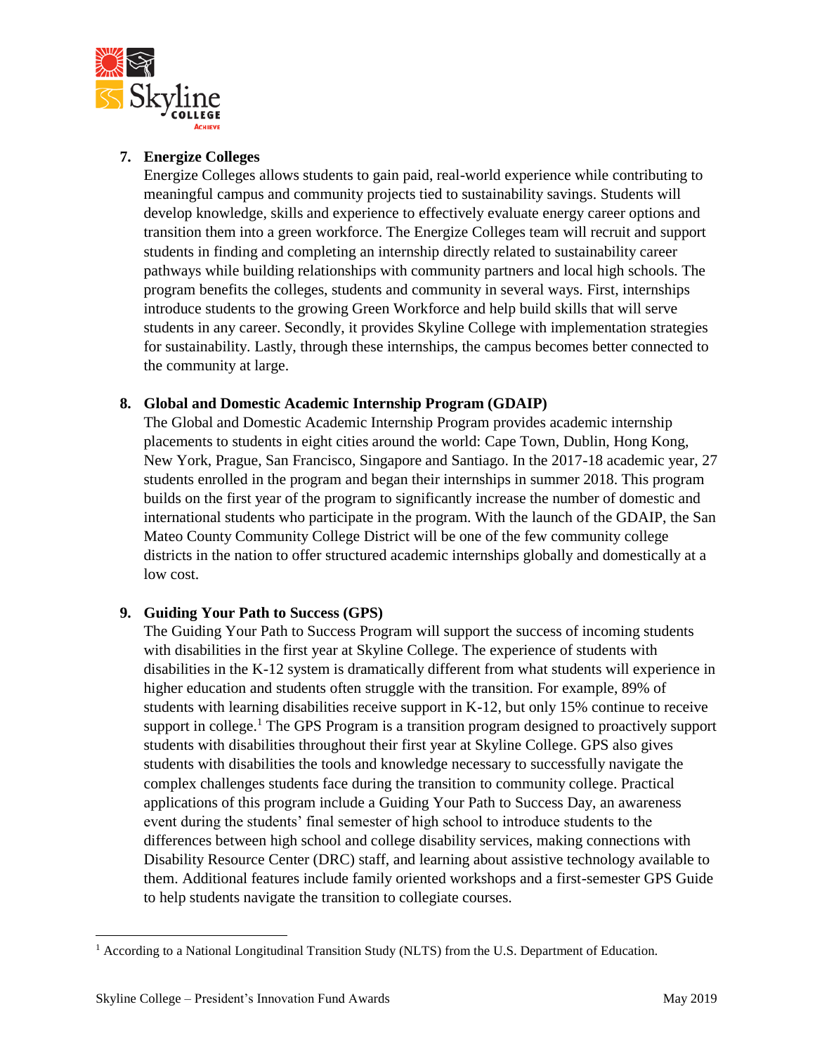7. **Energize Colleges**
   Energize Colleges allows students to gain paid, real-world experience while contributing to meaningful campus and community projects tied to sustainability savings. Students will develop knowledge, skills and experience to effectively evaluate energy career options and transition them into a green workforce. The Energize Colleges team will recruit and support students in finding and completing an internship directly related to sustainability career pathways while building relationships with community partners and local high schools. The program benefits the colleges, students and community in several ways. First, internships introduce students to the growing Green Workforce and help build skills that will serve students in any career. Secondly, it provides Skyline College with implementation strategies for sustainability. Lastly, through these internships, the campus becomes better connected to the community at large.

8. **Global and Domestic Academic Internship Program (GDAIP)**
   The Global and Domestic Academic Internship Program provides academic internship placements to students in eight cities around the world: Cape Town, Dublin, Hong Kong, New York, Prague, San Francisco, Singapore and Santiago. In the 2017-18 academic year, 27 students enrolled in the program and began their internships in summer 2018. This program builds on the first year of the program to significantly increase the number of domestic and international students who participate in the program. With the launch of the GDAIP, the San Mateo County Community College District will be one of the few community college districts in the nation to offer structured academic internships globally and domestically at a low cost.

9. **Guiding Your Path to Success (GPS)**
   The Guiding Your Path to Success Program will support the success of incoming students with disabilities in the first year at Skyline College. The experience of students with disabilities in the K-12 system is dramatically different from what students will experience in higher education and students often struggle with the transition. For example, 89% of students with learning disabilities receive support in K-12, but only 15% continue to receive support in college.[1] The GPS Program is a transition program designed to proactively support students with disabilities throughout their first year at Skyline College. GPS also gives students with disabilities the tools and knowledge necessary to successfully navigate the complex challenges students face during the transition to community college. Practical applications of this program include a Guiding Your Path to Success Day, an awareness event during the students' final semester of high school to introduce students to the differences between high school and college disability services, making connections with Disability Resource Center (DRC) staff, and learning about assistive technology available to them. Additional features include family oriented workshops and a first-semester GPS Guide to help students navigate the transition to collegiate courses.

---

[1] According to a National Longitudinal Transition Study (NLTS) from the U.S. Department of Education.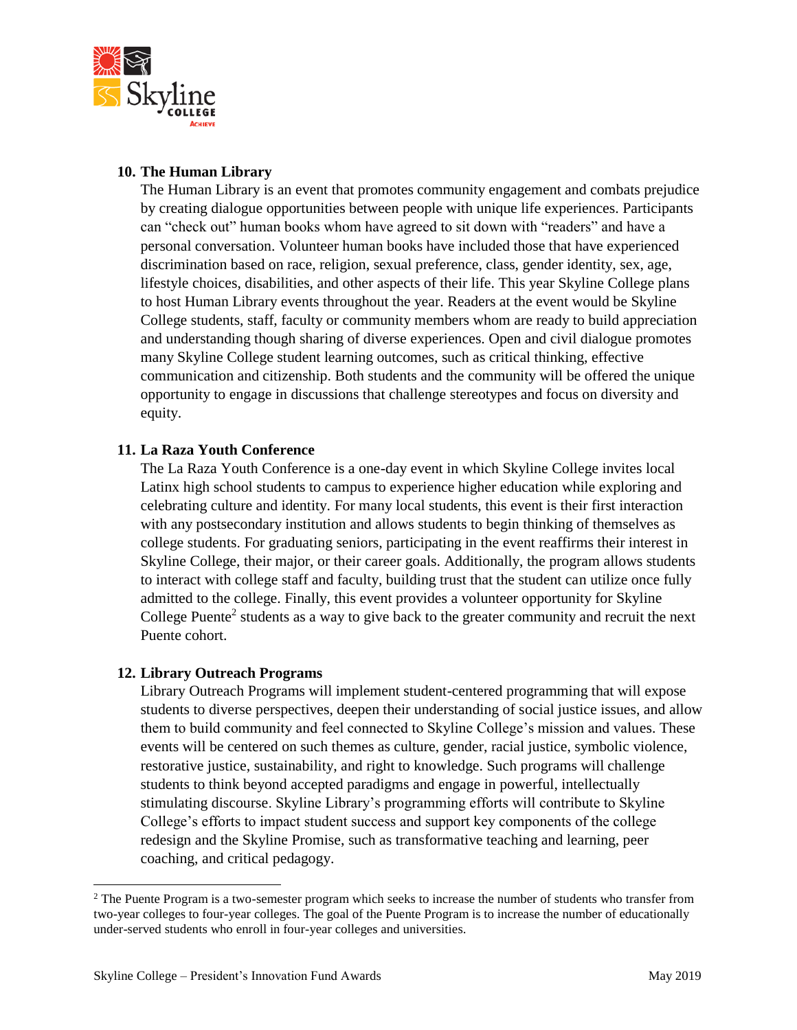### 10. The Human Library

The Human Library is an event that promotes community engagement and combats prejudice by creating dialogue opportunities between people with unique life experiences. Participants can "check out" human books whom have agreed to sit down with "readers" and have a personal conversation. Volunteer human books have included those that have experienced discrimination based on race, religion, sexual preference, class, gender identity, sex, age, lifestyle choices, disabilities, and other aspects of their life. This year Skyline College plans to host Human Library events throughout the year. Readers at the event would be Skyline College students, staff, faculty or community members whom are ready to build appreciation and understanding though sharing of diverse experiences. Open and civil dialogue promotes many Skyline College student learning outcomes, such as critical thinking, effective communication and citizenship. Both students and the community will be offered the unique opportunity to engage in discussions that challenge stereotypes and focus on diversity and equity.

### 11. La Raza Youth Conference

The La Raza Youth Conference is a one-day event in which Skyline College invites local Latinx high school students to campus to experience higher education while exploring and celebrating culture and identity. For many local students, this event is their first interaction with any postsecondary institution and allows students to begin thinking of themselves as college students. For graduating seniors, participating in the event reaffirms their interest in Skyline College, their major, or their career goals. Additionally, the program allows students to interact with college staff and faculty, building trust that the student can utilize once fully admitted to the college. Finally, this event provides a volunteer opportunity for Skyline College Puente[2] students as a way to give back to the greater community and recruit the next Puente cohort.

### 12. Library Outreach Programs

Library Outreach Programs will implement student-centered programming that will expose students to diverse perspectives, deepen their understanding of social justice issues, and allow them to build community and feel connected to Skyline College's mission and values. These events will be centered on such themes as culture, gender, racial justice, symbolic violence, restorative justice, sustainability, and right to knowledge. Such programs will challenge students to think beyond accepted paradigms and engage in powerful, intellectually stimulating discourse. Skyline Library's programming efforts will contribute to Skyline College's efforts to impact student success and support key components of the college redesign and the Skyline Promise, such as transformative teaching and learning, peer coaching, and critical pedagogy.

---

[2] The Puente Program is a two-semester program which seeks to increase the number of students who transfer from two-year colleges to four-year colleges. The goal of the Puente Program is to increase the number of educationally under-served students who enroll in four-year colleges and universities.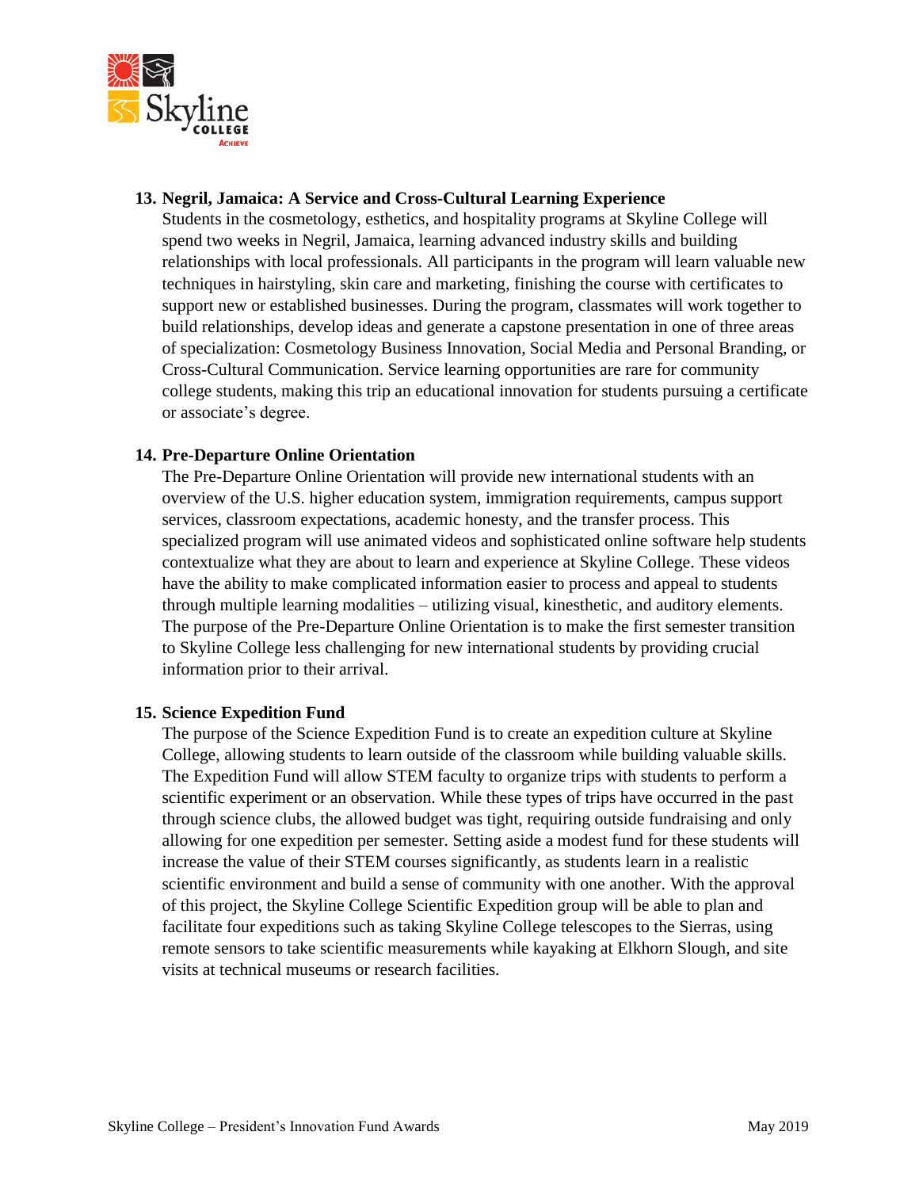**13. Negril, Jamaica: A Service and Cross-Cultural Learning Experience**

Students in the cosmetology, esthetics, and hospitality programs at Skyline College will spend two weeks in Negril, Jamaica, learning advanced industry skills and building relationships with local professionals. All participants in the program will learn valuable new techniques in hairstyling, skin care and marketing, finishing the course with certificates to support new or established businesses. During the program, classmates will work together to build relationships, develop ideas and generate a capstone presentation in one of three areas of specialization: Cosmetology Business Innovation, Social Media and Personal Branding, or Cross-Cultural Communication. Service learning opportunities are rare for community college students, making this trip an educational innovation for students pursuing a certificate or associate's degree.

**14. Pre-Departure Online Orientation**

The Pre-Departure Online Orientation will provide new international students with an overview of the U.S. higher education system, immigration requirements, campus support services, classroom expectations, academic honesty, and the transfer process. This specialized program will use animated videos and sophisticated online software help students contextualize what they are about to learn and experience at Skyline College. These videos have the ability to make complicated information easier to process and appeal to students through multiple learning modalities – utilizing visual, kinesthetic, and auditory elements. The purpose of the Pre-Departure Online Orientation is to make the first semester transition to Skyline College less challenging for new international students by providing crucial information prior to their arrival.

**15. Science Expedition Fund**

The purpose of the Science Expedition Fund is to create an expedition culture at Skyline College, allowing students to learn outside of the classroom while building valuable skills. The Expedition Fund will allow STEM faculty to organize trips with students to perform a scientific experiment or an observation. While these types of trips have occurred in the past through science clubs, the allowed budget was tight, requiring outside fundraising and only allowing for one expedition per semester. Setting aside a modest fund for these students will increase the value of their STEM courses significantly, as students learn in a realistic scientific environment and build a sense of community with one another. With the approval of this project, the Skyline College Scientific Expedition group will be able to plan and facilitate four expeditions such as taking Skyline College telescopes to the Sierras, using remote sensors to take scientific measurements while kayaking at Elkhorn Slough, and site visits at technical museums or research facilities.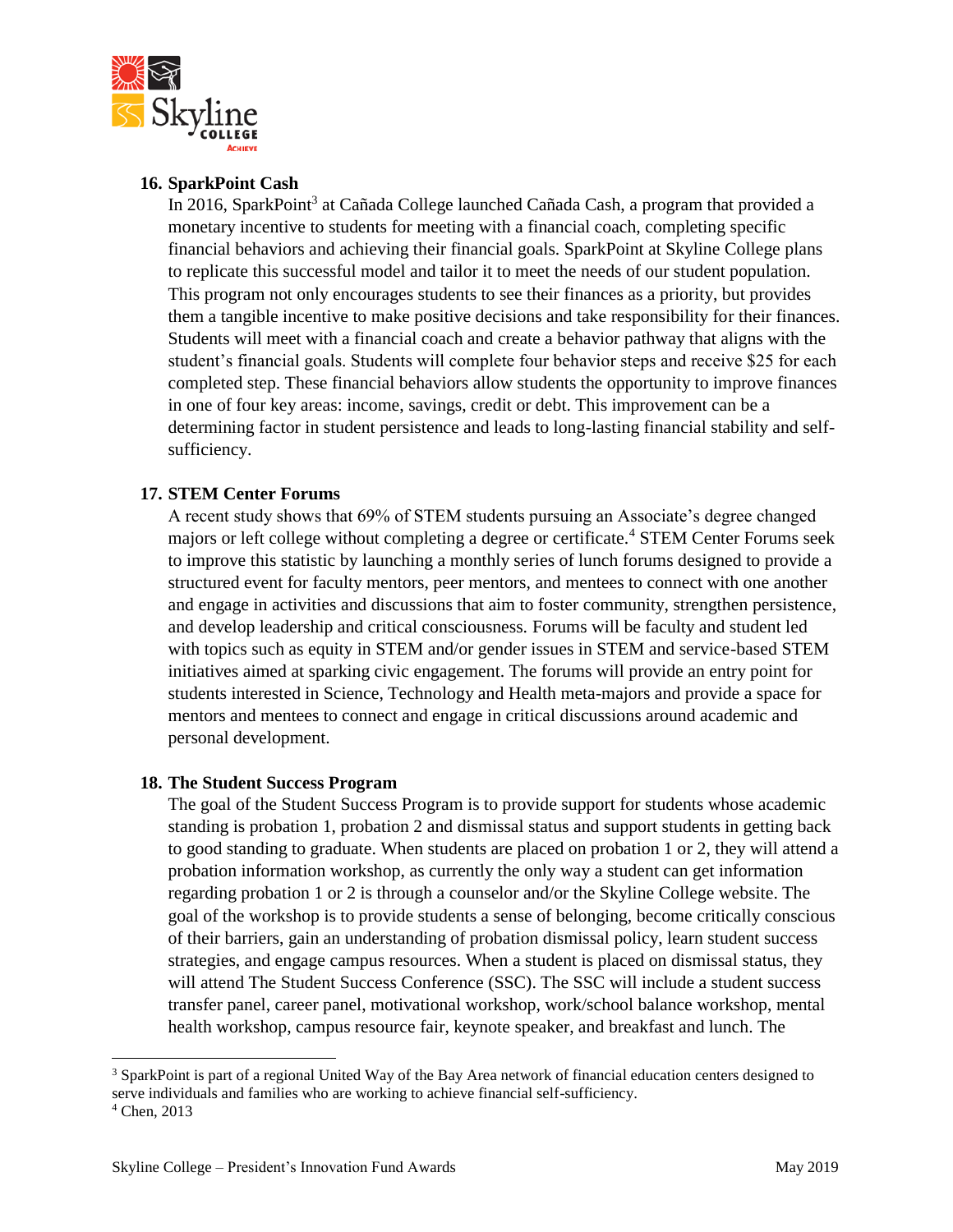**16. SparkPoint Cash**

In 2016, SparkPoint[3] at Cañada College launched Cañada Cash, a program that provided a monetary incentive to students for meeting with a financial coach, completing specific financial behaviors and achieving their financial goals. SparkPoint at Skyline College plans to replicate this successful model and tailor it to meet the needs of our student population. This program not only encourages students to see their finances as a priority, but provides them a tangible incentive to make positive decisions and take responsibility for their finances. Students will meet with a financial coach and create a behavior pathway that aligns with the student's financial goals. Students will complete four behavior steps and receive $25 for each completed step. These financial behaviors allow students the opportunity to improve finances in one of four key areas: income, savings, credit or debt. This improvement can be a determining factor in student persistence and leads to long-lasting financial stability and self-sufficiency.

**17. STEM Center Forums**

A recent study shows that 69% of STEM students pursuing an Associate's degree changed majors or left college without completing a degree or certificate.[4] STEM Center Forums seek to improve this statistic by launching a monthly series of lunch forums designed to provide a structured event for faculty mentors, peer mentors, and mentees to connect with one another and engage in activities and discussions that aim to foster community, strengthen persistence, and develop leadership and critical consciousness. Forums will be faculty and student led with topics such as equity in STEM and/or gender issues in STEM and service-based STEM initiatives aimed at sparking civic engagement. The forums will provide an entry point for students interested in Science, Technology and Health meta-majors and provide a space for mentors and mentees to connect and engage in critical discussions around academic and personal development.

**18. The Student Success Program**

The goal of the Student Success Program is to provide support for students whose academic standing is probation 1, probation 2 and dismissal status and support students in getting back to good standing to graduate. When students are placed on probation 1 or 2, they will attend a probation information workshop, as currently the only way a student can get information regarding probation 1 or 2 is through a counselor and/or the Skyline College website. The goal of the workshop is to provide students a sense of belonging, become critically conscious of their barriers, gain an understanding of probation dismissal policy, learn student success strategies, and engage campus resources. When a student is placed on dismissal status, they will attend The Student Success Conference (SSC). The SSC will include a student success transfer panel, career panel, motivational workshop, work/school balance workshop, mental health workshop, campus resource fair, keynote speaker, and breakfast and lunch. The

---

[3] SparkPoint is part of a regional United Way of the Bay Area network of financial education centers designed to serve individuals and families who are working to achieve financial self-sufficiency.

[4] Chen, 2013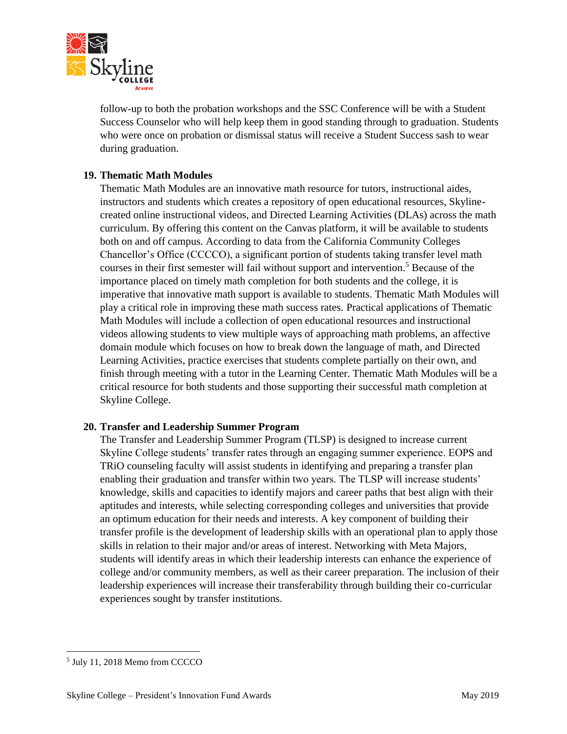follow-up to both the probation workshops and the SSC Conference will be with a Student Success Counselor who will help keep them in good standing through to graduation. Students who were once on probation or dismissal status will receive a Student Success sash to wear during graduation.

**19. Thematic Math Modules**

Thematic Math Modules are an innovative math resource for tutors, instructional aides, instructors and students which creates a repository of open educational resources, Skyline-created online instructional videos, and Directed Learning Activities (DLAs) across the math curriculum. By offering this content on the Canvas platform, it will be available to students both on and off campus. According to data from the California Community Colleges Chancellor's Office (CCCCO), a significant portion of students taking transfer level math courses in their first semester will fail without support and intervention.[5] Because of the importance placed on timely math completion for both students and the college, it is imperative that innovative math support is available to students. Thematic Math Modules will play a critical role in improving these math success rates. Practical applications of Thematic Math Modules will include a collection of open educational resources and instructional videos allowing students to view multiple ways of approaching math problems, an affective domain module which focuses on how to break down the language of math, and Directed Learning Activities, practice exercises that students complete partially on their own, and finish through meeting with a tutor in the Learning Center. Thematic Math Modules will be a critical resource for both students and those supporting their successful math completion at Skyline College.

**20. Transfer and Leadership Summer Program**

The Transfer and Leadership Summer Program (TLSP) is designed to increase current Skyline College students' transfer rates through an engaging summer experience. EOPS and TRiO counseling faculty will assist students in identifying and preparing a transfer plan enabling their graduation and transfer within two years. The TLSP will increase students' knowledge, skills and capacities to identify majors and career paths that best align with their aptitudes and interests, while selecting corresponding colleges and universities that provide an optimum education for their needs and interests. A key component of building their transfer profile is the development of leadership skills with an operational plan to apply those skills in relation to their major and/or areas of interest. Networking with Meta Majors, students will identify areas in which their leadership interests can enhance the experience of college and/or community members, as well as their career preparation. The inclusion of their leadership experiences will increase their transferability through building their co-curricular experiences sought by transfer institutions.

---

[5] July 11, 2018 Memo from CCCCO